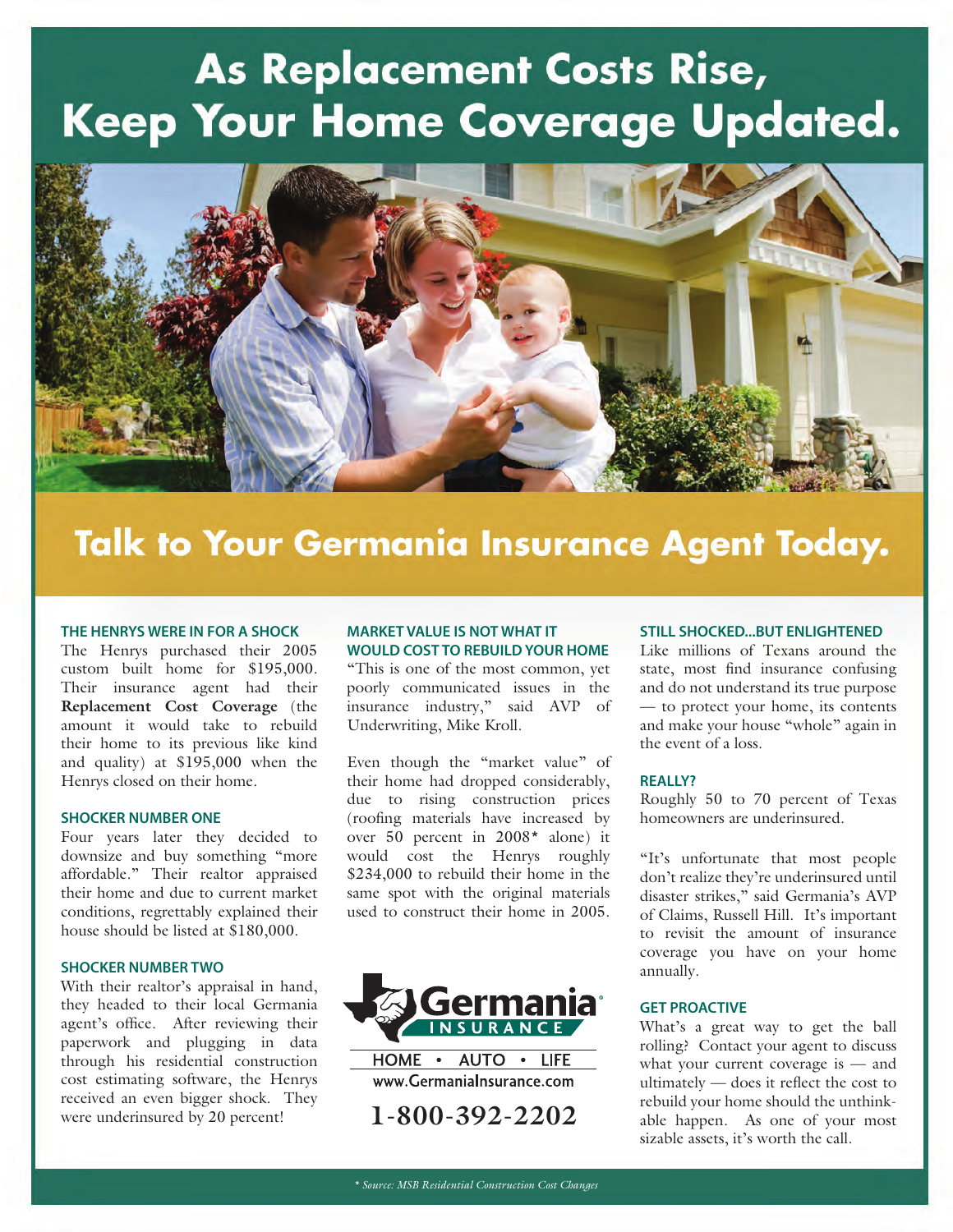# As Replacement Costs Rise, Keep Your Home Coverage Updated.

## Talk to Your Germania Insurance Agent Today.

### THE HENRYS WERE IN FOR A SHOCK

The Henrys purchased their 2005 custom built home for $195,000. Their insurance agent had their **Replacement Cost Coverage** (the amount it would take to rebuild their home to its previous like kind and quality) at $195,000 when the Henrys closed on their home.

### SHOCKER NUMBER ONE

Four years later they decided to downsize and buy something "more affordable." Their realtor appraised their home and due to current market conditions, regrettably explained their house should be listed at $180,000.

### SHOCKER NUMBER TWO

With their realtor's appraisal in hand, they headed to their local Germania agent's office. After reviewing their paperwork and plugging in data through his residential construction cost estimating software, the Henrys received an even bigger shock. They were underinsured by 20 percent!

### MARKET VALUE IS NOT WHAT IT WOULD COST TO REBUILD YOUR HOME

"This is one of the most common, yet poorly communicated issues in the insurance industry," said AVP of Underwriting, Mike Kroll.

Even though the "market value" of their home had dropped considerably, due to rising construction prices (roofing materials have increased by over 50 percent in 2008* alone) it would cost the Henrys roughly $234,000 to rebuild their home in the same spot with the original materials used to construct their home in 2005.

Germania INSURANCE

HOME • AUTO • LIFE

www.GermaniaInsurance.com

1-800-392-2202

### STILL SHOCKED...BUT ENLIGHTENED

Like millions of Texans around the state, most find insurance confusing and do not understand its true purpose — to protect your home, its contents and make your house "whole" again in the event of a loss.

### REALLY?

Roughly 50 to 70 percent of Texas homeowners are underinsured.

"It's unfortunate that most people don't realize they're underinsured until disaster strikes," said Germania's AVP of Claims, Russell Hill. It's important to revisit the amount of insurance coverage you have on your home annually.

### GET PROACTIVE

What's a great way to get the ball rolling? Contact your agent to discuss what your current coverage is — and ultimately — does it reflect the cost to rebuild your home should the unthinkable happen. As one of your most sizable assets, it's worth the call.

*\* Source: MSB Residential Construction Cost Changes*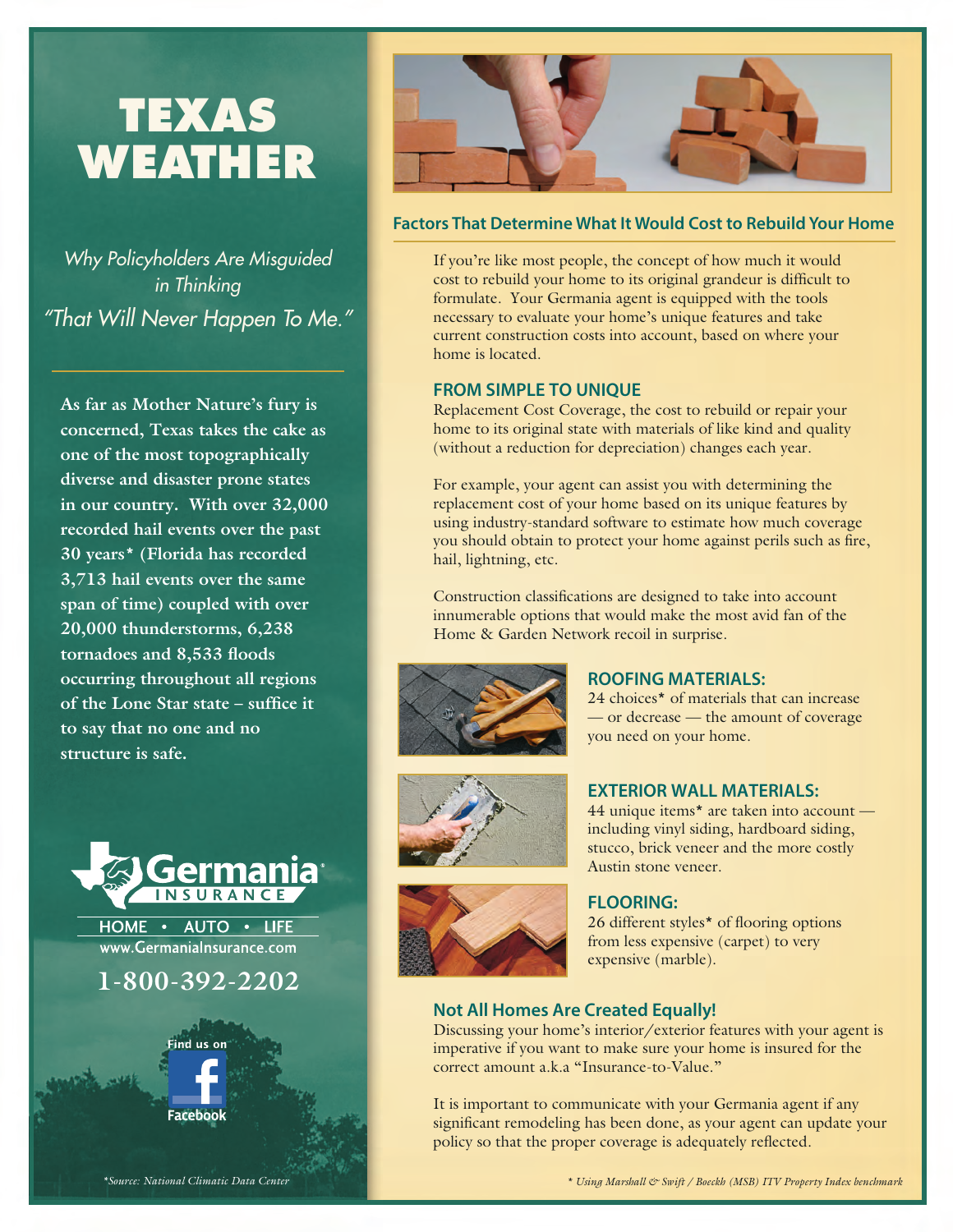# TEXAS WEATHER

*Why Policyholders Are Misguided in Thinking "That Will Never Happen To Me."*

**As far as Mother Nature's fury is concerned, Texas takes the cake as one of the most topographically diverse and disaster prone states in our country. With over 32,000 recorded hail events over the past 30 years* (Florida has recorded 3,713 hail events over the same span of time) coupled with over 20,000 thunderstorms, 6,238 tornadoes and 8,533 floods occurring throughout all regions of the Lone Star state – suffice it to say that no one and no structure is safe.**

Germania INSURANCE

HOME • AUTO • LIFE

www.GermaniaInsurance.com

1-800-392-2202

Find us on Facebook

*Source: National Climatic Data Center*

## Factors That Determine What It Would Cost to Rebuild Your Home

If you're like most people, the concept of how much it would cost to rebuild your home to its original grandeur is difficult to formulate. Your Germania agent is equipped with the tools necessary to evaluate your home's unique features and take current construction costs into account, based on where your home is located.

### FROM SIMPLE TO UNIQUE

Replacement Cost Coverage, the cost to rebuild or repair your home to its original state with materials of like kind and quality (without a reduction for depreciation) changes each year.

For example, your agent can assist you with determining the replacement cost of your home based on its unique features by using industry-standard software to estimate how much coverage you should obtain to protect your home against perils such as fire, hail, lightning, etc.

Construction classifications are designed to take into account innumerable options that would make the most avid fan of the Home & Garden Network recoil in surprise.

### ROOFING MATERIALS:

24 choices* of materials that can increase — or decrease — the amount of coverage you need on your home.

### EXTERIOR WALL MATERIALS:

44 unique items* are taken into account — including vinyl siding, hardboard siding, stucco, brick veneer and the more costly Austin stone veneer.

### FLOORING:

26 different styles* of flooring options from less expensive (carpet) to very expensive (marble).

### Not All Homes Are Created Equally!

Discussing your home's interior/exterior features with your agent is imperative if you want to make sure your home is insured for the correct amount a.k.a "Insurance-to-Value."

It is important to communicate with your Germania agent if any significant remodeling has been done, as your agent can update your policy so that the proper coverage is adequately reflected.

*\* Using Marshall & Swift / Boeckh (MSB) ITV Property Index benchmark*